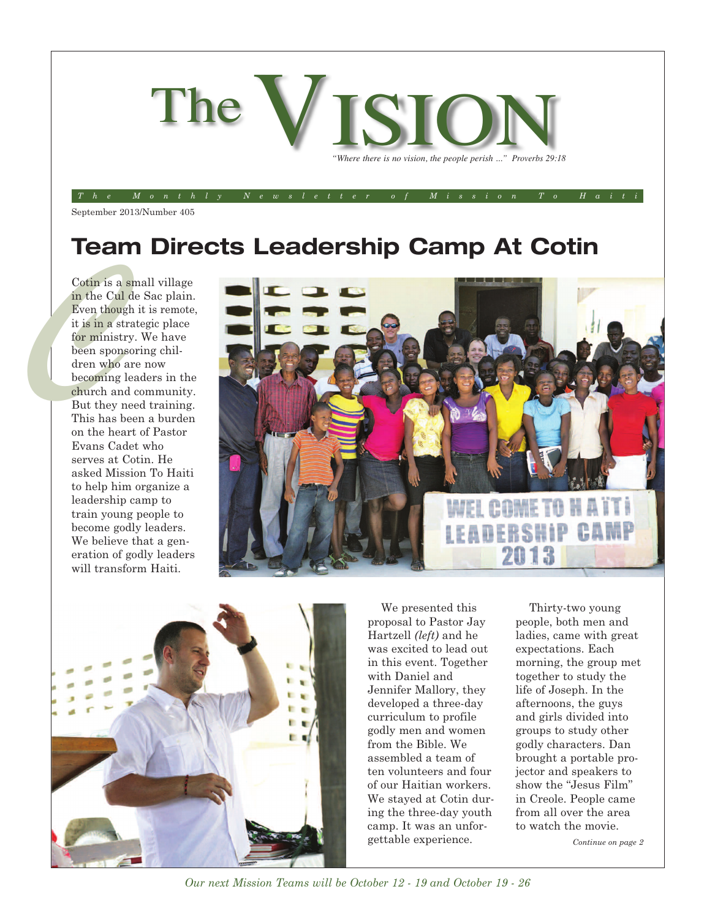# The VISION

*"Where there is no vision, the people perish ..." Proverbs 29:18*

*The Monthly Newsletter of Mission To Haiti*

September 2013/Number 405

## Team Directs Leadership Camp At Cotin

Cotin is a small village in the Cul de Sac plain. Even though it is remote, it is in a strategic place for ministry. We have been sponsoring children who are now becoming leaders in the church and community. But they need training. This has been a burden on the heart of Pastor Evans Cadet who serves at Cotin. He asked Mission To Haiti to help him organize a leadership camp to train young people to become godly leaders. We believe that a generation of godly leaders will transform Haiti.

We presented this proposal to Pastor Jay Hartzell *(left)* and he was excited to lead out in this event. Together with Daniel and Jennifer Mallory, they developed a three-day curriculum to profile godly men and women from the Bible. We assembled a team of ten volunteers and four of our Haitian workers. We stayed at Cotin during the three-day youth camp. It was an unforgettable experience.

Thirty-two young people, both men and ladies, came with great expectations. Each morning, the group met together to study the life of Joseph. In the afternoons, the guys and girls divided into groups to study other godly characters. Dan brought a portable projector and speakers to show the "Jesus Film" in Creole. People came from all over the area to watch the movie.

*Continue on page 2*

*Our next Mission Teams will be October 12 - 19 and October 19 - 26*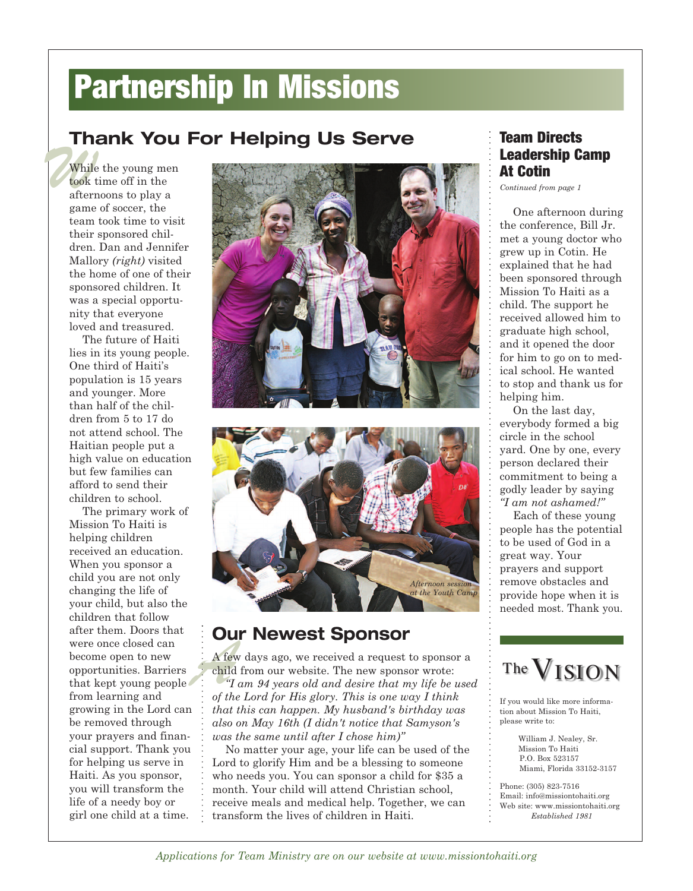# Partnership In Missions

## Thank You For Helping Us Serve

While the young men took time off in the afternoons to play a game of soccer, the team took time to visit their sponsored children. Dan and Jennifer Mallory *(right)* visited the home of one of their sponsored children. It was a special opportunity that everyone loved and treasured.

The future of Haiti lies in its young people. One third of Haiti's population is 15 years and younger. More than half of the children from 5 to 17 do not attend school. The Haitian people put a high value on education but few families can afford to send their children to school.

The primary work of Mission To Haiti is helping children received an education. When you sponsor a child you are not only changing the life of your child, but also the children that follow after them. Doors that were once closed can become open to new opportunities. Barriers that kept young people from learning and growing in the Lord can be removed through your prayers and financial support. Thank you for helping us serve in Haiti. As you sponsor, you will transform the life of a needy boy or girl one child at a time.

*Afternoon session at the Youth Camp*

## Our Newest Sponsor

A few days ago, we received a request to sponsor a child from our website. The new sponsor wrote:

*"I am 94 years old and desire that my life be used of the Lord for His glory. This is one way I think that this can happen. My husband's birthday was also on May 16th (I didn't notice that Samyson's was the same until after I chose him)"*

No matter your age, your life can be used of the Lord to glorify Him and be a blessing to someone who needs you. You can sponsor a child for $35 a month. Your child will attend Christian school, receive meals and medical help. Together, we can transform the lives of children in Haiti.

## Team Directs Leadership Camp At Cotin

*Continued from page 1*

One afternoon during the conference, Bill Jr. met a young doctor who grew up in Cotin. He explained that he had been sponsored through Mission To Haiti as a child. The support he received allowed him to graduate high school, and it opened the door for him to go on to medical school. He wanted to stop and thank us for helping him.

On the last day, everybody formed a big circle in the school yard. One by one, every person declared their commitment to being a godly leader by saying *"I am not ashamed!"*

Each of these young people has the potential to be used of God in a great way. Your prayers and support remove obstacles and provide hope when it is needed most. Thank you.

## The VISION

If you would like more information about Mission To Haiti, please write to:

William J. Nealey, Sr.
Mission To Haiti
P.O. Box 523157
Miami, Florida 33152-3157

Phone: (305) 823-7516
Email: info@missiontohaiti.org
Web site: www.missiontohaiti.org
*Established 1981*

*Applications for Team Ministry are on our website at www.missiontohaiti.org*